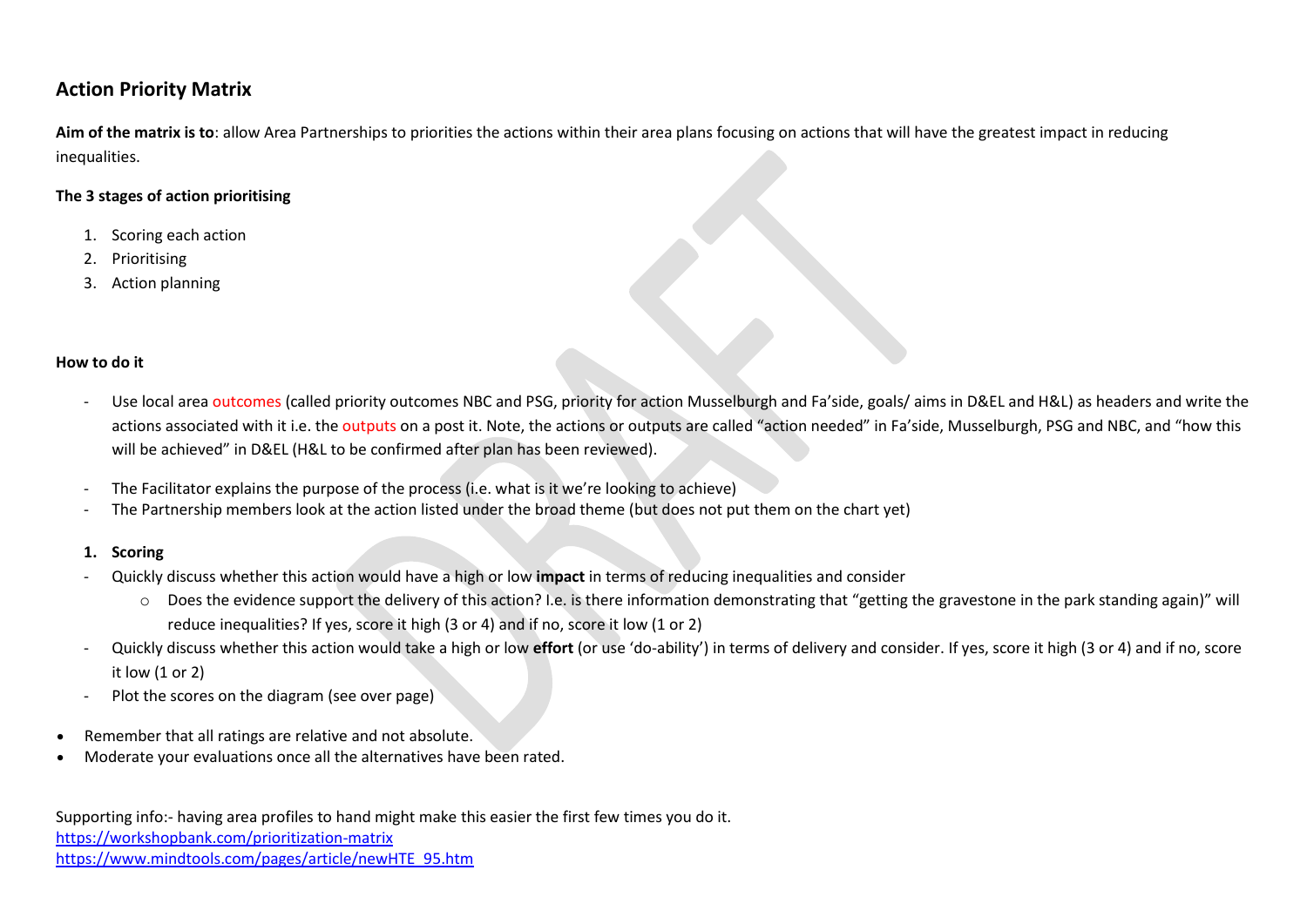## Action Priority Matrix

**Aim of the matrix is to**: allow Area Partnerships to priorities the actions within their area plans focusing on actions that will have the greatest impact in reducing inequalities.

**The 3 stages of action prioritising**

1. Scoring each action
2. Prioritising
3. Action planning

**How to do it**

- Use local area outcomes (called priority outcomes NBC and PSG, priority for action Musselburgh and Fa'side, goals/ aims in D&EL and H&L) as headers and write the actions associated with it i.e. the outputs on a post it. Note, the actions or outputs are called "action needed" in Fa'side, Musselburgh, PSG and NBC, and "how this will be achieved" in D&EL (H&L to be confirmed after plan has been reviewed).

- The Facilitator explains the purpose of the process (i.e. what is it we're looking to achieve)
- The Partnership members look at the action listed under the broad theme (but does not put them on the chart yet)

1. **Scoring**

- Quickly discuss whether this action would have a high or low **impact** in terms of reducing inequalities and consider
  - Does the evidence support the delivery of this action? I.e. is there information demonstrating that "getting the gravestone in the park standing again)" will reduce inequalities? If yes, score it high (3 or 4) and if no, score it low (1 or 2)
- Quickly discuss whether this action would take a high or low **effort** (or use 'do-ability') in terms of delivery and consider. If yes, score it high (3 or 4) and if no, score it low (1 or 2)
- Plot the scores on the diagram (see over page)

- Remember that all ratings are relative and not absolute.
- Moderate your evaluations once all the alternatives have been rated.

Supporting info:- having area profiles to hand might make this easier the first few times you do it.
https://workshopbank.com/prioritization-matrix
https://www.mindtools.com/pages/article/newHTE_95.htm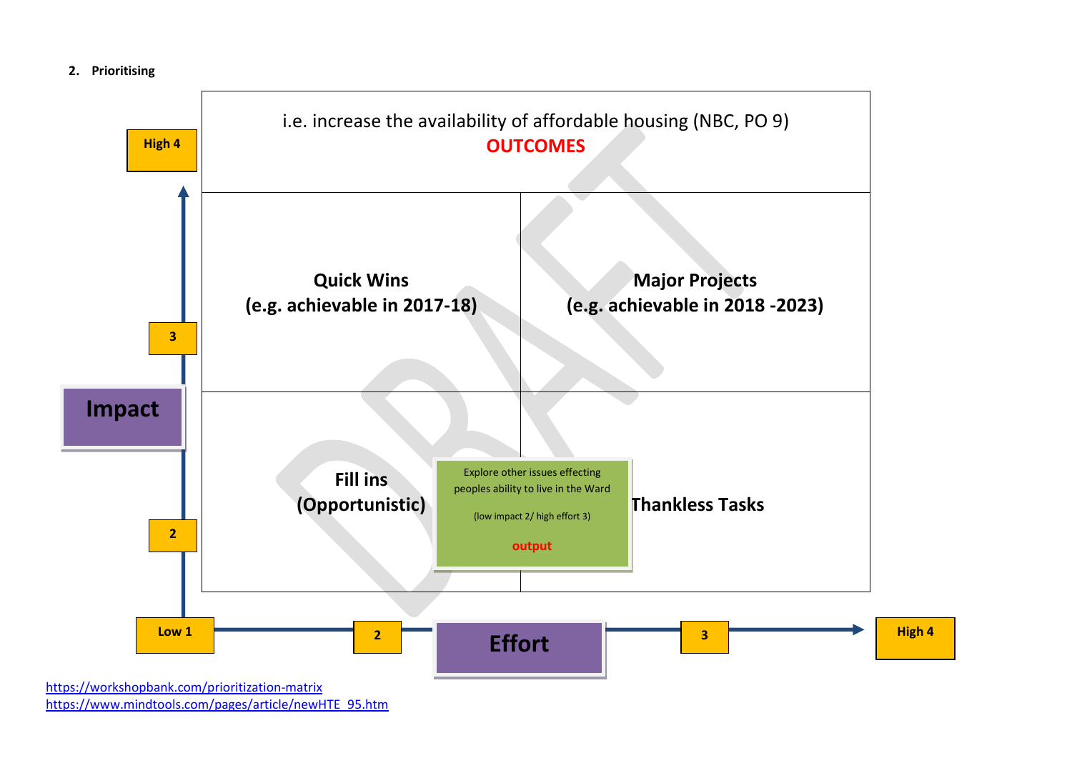## 2. Prioritising

i.e. increase the availability of affordable housing (NBC, PO 9)

**OUTCOMES**

| | Low effort | High effort |
|---|---|---|
| **High impact** | **Quick Wins (e.g. achievable in 2017-18)** | **Major Projects (e.g. achievable in 2018 -2023)** |
| **Low impact** | **Fill ins (Opportunistic)** | **Thankless Tasks** |

Explore other issues effecting peoples ability to live in the Ward

(low impact 2/ high effort 3)

output

Impact: Low 1, 2, 3, High 4

Effort: Low 1, 2, 3, High 4

DRAFT

https://workshopbank.com/prioritization-matrix
https://www.mindtools.com/pages/article/newHTE_95.htm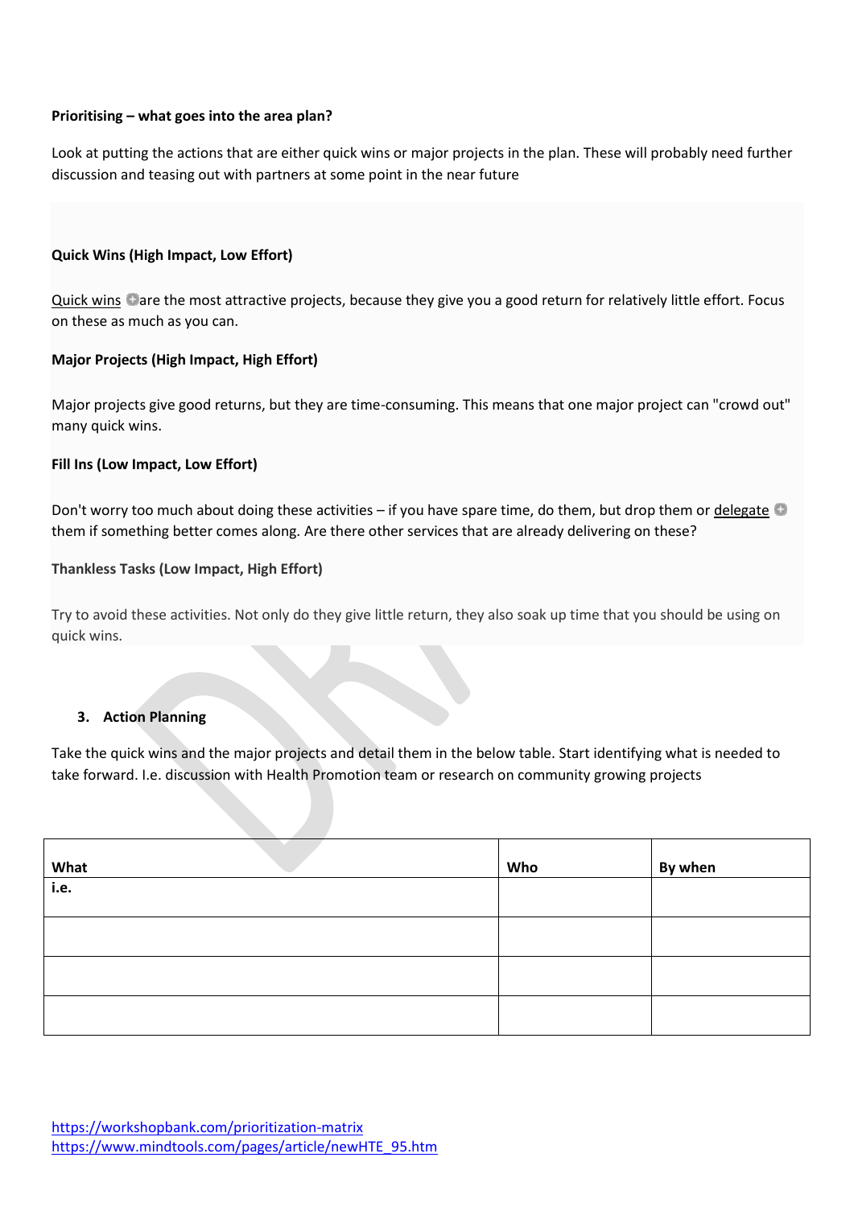**Prioritising – what goes into the area plan?**

Look at putting the actions that are either quick wins or major projects in the plan. These will probably need further discussion and teasing out with partners at some point in the near future

**Quick Wins (High Impact, Low Effort)**

Quick wins are the most attractive projects, because they give you a good return for relatively little effort. Focus on these as much as you can.

**Major Projects (High Impact, High Effort)**

Major projects give good returns, but they are time-consuming. This means that one major project can "crowd out" many quick wins.

**Fill Ins (Low Impact, Low Effort)**

Don't worry too much about doing these activities – if you have spare time, do them, but drop them or delegate them if something better comes along. Are there other services that are already delivering on these?

**Thankless Tasks (Low Impact, High Effort)**

Try to avoid these activities. Not only do they give little return, they also soak up time that you should be using on quick wins.

## 3. Action Planning

Take the quick wins and the major projects and detail them in the below table. Start identifying what is needed to take forward. I.e. discussion with Health Promotion team or research on community growing projects

| What | Who | By when |
|---|---|---|
| **i.e.** | | |
| | | |
| | | |
| | | |

https://workshopbank.com/prioritization-matrix
https://www.mindtools.com/pages/article/newHTE_95.htm